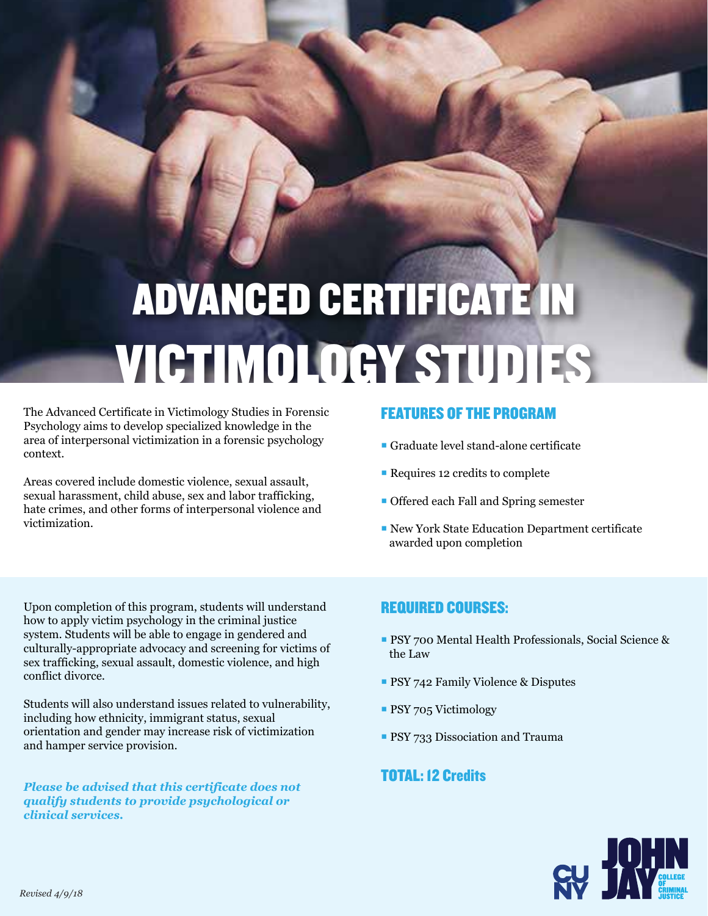# ADVANCED CERTIFICATE IN VICTIMOLOGY STUDIES

The Advanced Certificate in Victimology Studies in Forensic Psychology aims to develop specialized knowledge in the area of interpersonal victimization in a forensic psychology context.

Areas covered include domestic violence, sexual assault, sexual harassment, child abuse, sex and labor trafficking, hate crimes, and other forms of interpersonal violence and victimization.

## FEATURES OF THE PROGRAM

- Graduate level stand-alone certificate
- Requires 12 credits to complete
- Offered each Fall and Spring semester
- New York State Education Department certificate awarded upon completion

Upon completion of this program, students will understand how to apply victim psychology in the criminal justice system. Students will be able to engage in gendered and culturally-appropriate advocacy and screening for victims of sex trafficking, sexual assault, domestic violence, and high conflict divorce.

Students will also understand issues related to vulnerability, including how ethnicity, immigrant status, sexual orientation and gender may increase risk of victimization and hamper service provision.

***Please be advised that this certificate does not qualify students to provide psychological or clinical services.***

## REQUIRED COURSES:

- PSY 700 Mental Health Professionals, Social Science & the Law
- PSY 742 Family Violence & Disputes
- PSY 705 Victimology
- PSY 733 Dissociation and Trauma

## TOTAL: 12 Credits

CUNY JOHN JAY COLLEGE OF CRIMINAL JUSTICE

*Revised 4/9/18*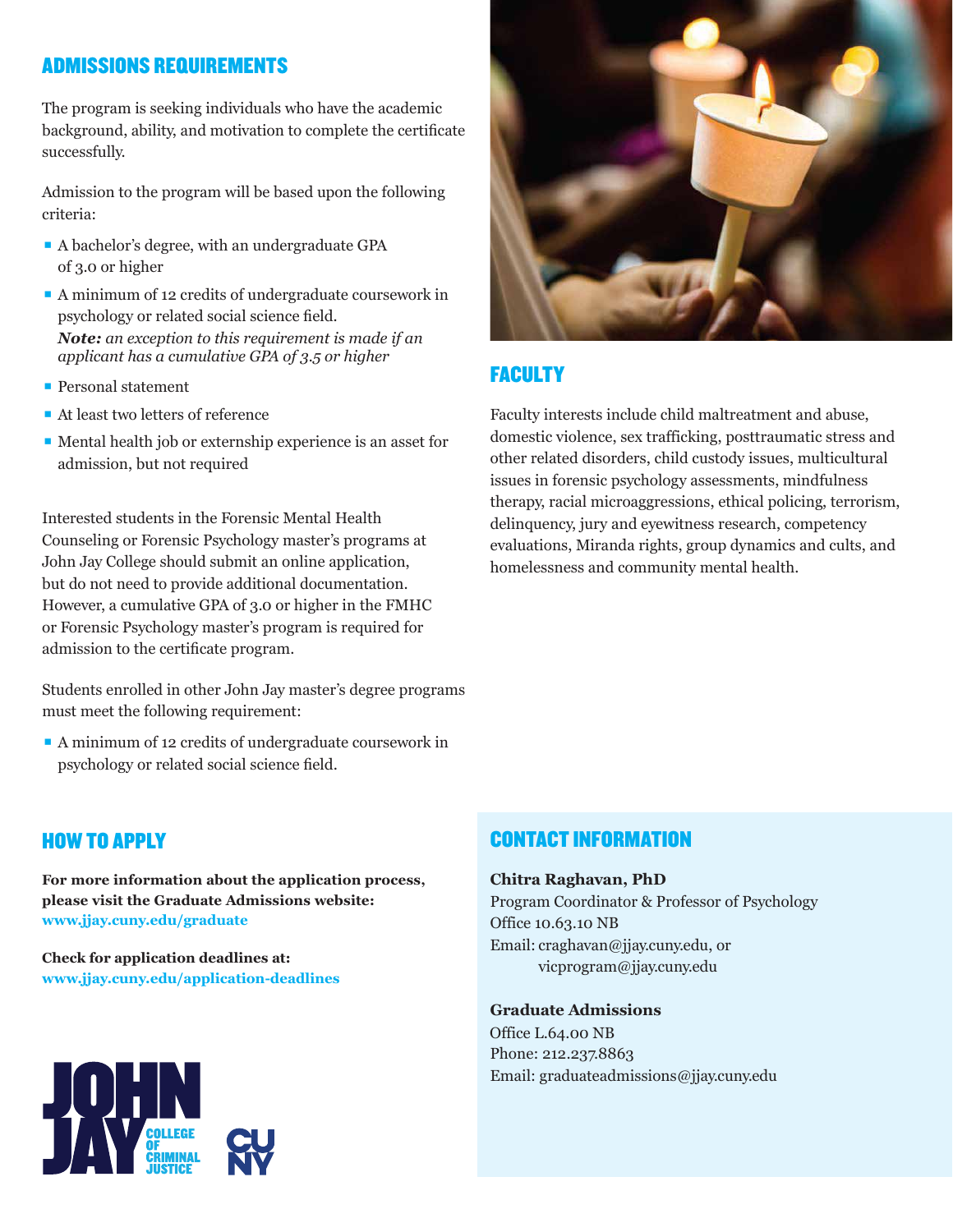## ADMISSIONS REQUIREMENTS

The program is seeking individuals who have the academic background, ability, and motivation to complete the certificate successfully.

Admission to the program will be based upon the following criteria:

- A bachelor's degree, with an undergraduate GPA of 3.0 or higher
- A minimum of 12 credits of undergraduate coursework in psychology or related social science field.
  ***Note:*** *an exception to this requirement is made if an applicant has a cumulative GPA of 3.5 or higher*
- Personal statement
- At least two letters of reference
- Mental health job or externship experience is an asset for admission, but not required

Interested students in the Forensic Mental Health Counseling or Forensic Psychology master's programs at John Jay College should submit an online application, but do not need to provide additional documentation. However, a cumulative GPA of 3.0 or higher in the FMHC or Forensic Psychology master's program is required for admission to the certificate program.

Students enrolled in other John Jay master's degree programs must meet the following requirement:

- A minimum of 12 credits of undergraduate coursework in psychology or related social science field.

## FACULTY

Faculty interests include child maltreatment and abuse, domestic violence, sex trafficking, posttraumatic stress and other related disorders, child custody issues, multicultural issues in forensic psychology assessments, mindfulness therapy, racial microaggressions, ethical policing, terrorism, delinquency, jury and eyewitness research, competency evaluations, Miranda rights, group dynamics and cults, and homelessness and community mental health.

## HOW TO APPLY

**For more information about the application process, please visit the Graduate Admissions website:**
**www.jjay.cuny.edu/graduate**

**Check for application deadlines at:**
**www.jjay.cuny.edu/application-deadlines**

JOHN JAY COLLEGE OF CRIMINAL JUSTICE

CUNY

## CONTACT INFORMATION

**Chitra Raghavan, PhD**
Program Coordinator & Professor of Psychology
Office 10.63.10 NB
Email: craghavan@jjay.cuny.edu, or
vicprogram@jjay.cuny.edu

**Graduate Admissions**
Office L.64.00 NB
Phone: 212.237.8863
Email: graduateadmissions@jjay.cuny.edu